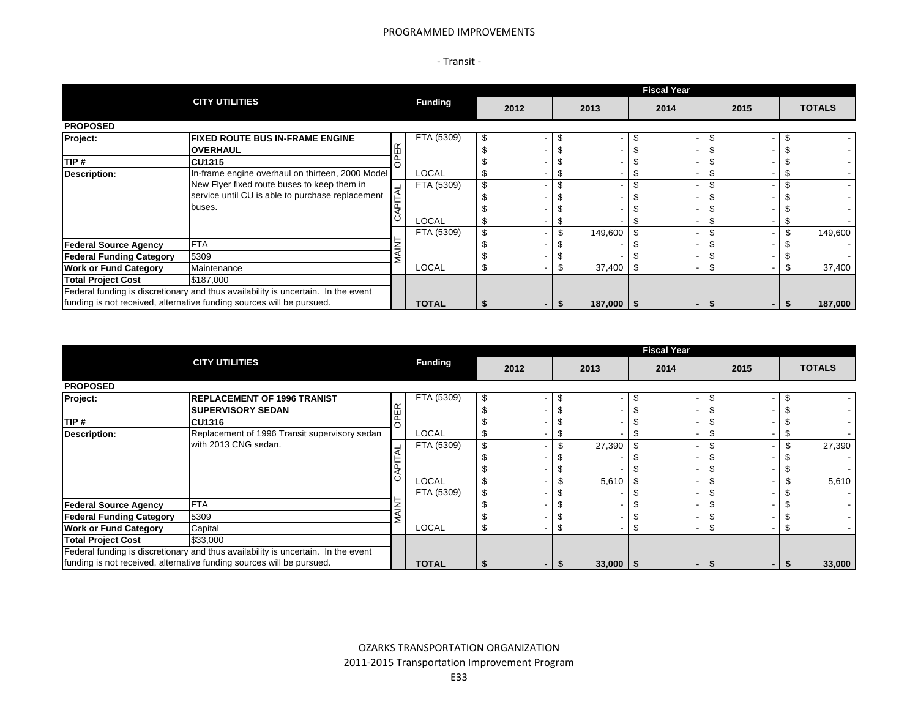PROGRAMMED IMPROVEMENTS

- Transit -

| CITY UTILITIES | | | Funding | 2012 | 2013 | 2014 | 2015 | TOTALS |
|---|---|---|---|---|---|---|---|---|
| **PROPOSED** | | | | | | | | |
| **Project:** | **FIXED ROUTE BUS IN-FRAME ENGINE OVERHAUL** | OPER | FTA (5309) | $ - | $ - | $ - | $ - | $ - |
| | | | | $ - | $ - | $ - | $ - | $ - |
| **TIP #** | **CU1315** | | | $ - | $ - | $ - | $ - | $ - |
| **Description:** | In-frame engine overhaul on thirteen, 2000 Model New Flyer fixed route buses to keep them in service until CU is able to purchase replacement buses. | | LOCAL | $ - | $ - | $ - | $ - | $ - |
| | | CAPITAL | FTA (5309) | $ - | $ - | $ - | $ - | $ - |
| | | | | $ - | $ - | $ - | $ - | $ - |
| | | | | $ - | $ - | $ - | $ - | $ - |
| | | | LOCAL | $ - | $ - | $ - | $ - | $ - |
| | | MAINT | FTA (5309) | $ - | $ 149,600 | $ - | $ - | $ 149,600 |
| **Federal Source Agency** | FTA | | | $ - | $ - | $ - | $ - | $ - |
| **Federal Funding Category** | 5309 | | | $ - | $ - | $ - | $ - | $ - |
| **Work or Fund Category** | Maintenance | | LOCAL | $ - | $ 37,400 | $ - | $ - | $ 37,400 |
| **Total Project Cost** | $187,000 | | | | | | | |
| Federal funding is discretionary and thus availability is uncertain. In the event funding is not received, alternative funding sources will be pursued. | | | **TOTAL** | **$ -** | **$ 187,000** | **$ -** | **$ -** | **$ 187,000** |

| CITY UTILITIES | | | Funding | 2012 | 2013 | 2014 | 2015 | TOTALS |
|---|---|---|---|---|---|---|---|---|
| **PROPOSED** | | | | | | | | |
| **Project:** | **REPLACEMENT OF 1996 TRANIST SUPERVISORY SEDAN** | OPER | FTA (5309) | $ - | $ - | $ - | $ - | $ - |
| | | | | $ - | $ - | $ - | $ - | $ - |
| **TIP #** | **CU1316** | | | $ - | $ - | $ - | $ - | $ - |
| **Description:** | Replacement of 1996 Transit supervisory sedan with 2013 CNG sedan. | | LOCAL | $ - | $ - | $ - | $ - | $ - |
| | | CAPITAL | FTA (5309) | $ - | $ 27,390 | $ - | $ - | $ 27,390 |
| | | | | $ - | $ - | $ - | $ - | $ - |
| | | | | $ - | $ - | $ - | $ - | $ - |
| | | | LOCAL | $ - | $ 5,610 | $ - | $ - | $ 5,610 |
| | | MAINT | FTA (5309) | $ - | $ - | $ - | $ - | $ - |
| **Federal Source Agency** | FTA | | | $ - | $ - | $ - | $ - | $ - |
| **Federal Funding Category** | 5309 | | | $ - | $ - | $ - | $ - | $ - |
| **Work or Fund Category** | Capital | | LOCAL | $ - | $ - | $ - | $ - | $ - |
| **Total Project Cost** | $33,000 | | | | | | | |
| Federal funding is discretionary and thus availability is uncertain. In the event funding is not received, alternative funding sources will be pursued. | | | **TOTAL** | **$ -** | **$ 33,000** | **$ -** | **$ -** | **$ 33,000** |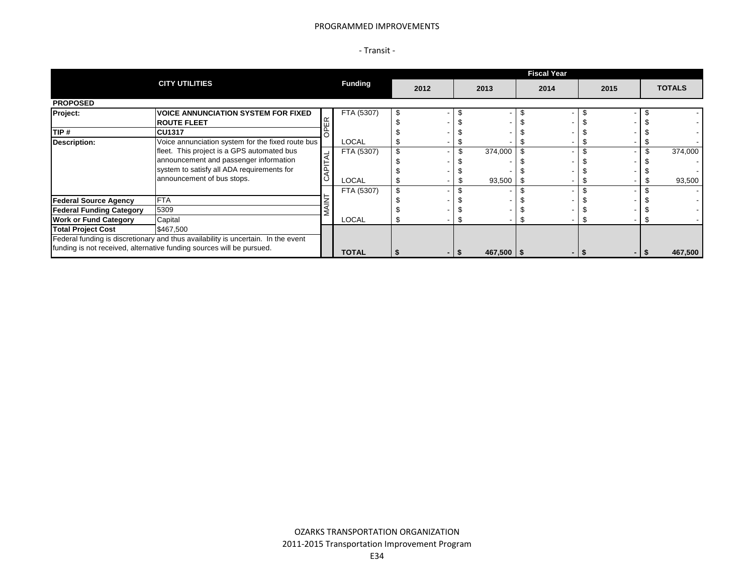PROGRAMMED IMPROVEMENTS

- Transit -

| CITY UTILITIES | | | Funding | 2012 | 2013 | 2014 | 2015 | TOTALS |
|---|---|---|---|---|---|---|---|---|
| **PROPOSED** | | | | | | | | |
| **Project:** | **VOICE ANNUNCIATION SYSTEM FOR FIXED ROUTE FLEET** | OPER | FTA (5307) | $ - | $ - | $ - | $ - | $ - |
| | | | | $ - | $ - | $ - | $ - | $ - |
| **TIP #** | **CU1317** | | | $ - | $ - | $ - | $ - | $ - |
| **Description:** | Voice annunciation system for the fixed route bus fleet. This project is a GPS automated bus announcement and passenger information system to satisfy all ADA requirements for announcement of bus stops. | | LOCAL | $ - | $ - | $ - | $ - | $ - |
| | | CAPITAL | FTA (5307) | $ - | $ 374,000 | $ - | $ - | $ 374,000 |
| | | | | $ - | $ - | $ - | $ - | $ - |
| | | | | $ - | $ - | $ - | $ - | $ - |
| | | | LOCAL | $ - | $ 93,500 | $ - | $ - | $ 93,500 |
| | | MAINT | FTA (5307) | $ - | $ - | $ - | $ - | $ - |
| **Federal Source Agency** | FTA | | | $ - | $ - | $ - | $ - | $ - |
| **Federal Funding Category** | 5309 | | | $ - | $ - | $ - | $ - | $ - |
| **Work or Fund Category** | Capital | | LOCAL | $ - | $ - | $ - | $ - | $ - |
| **Total Project Cost** | $467,500 | | | | | | | |
| Federal funding is discretionary and thus availability is uncertain. In the event funding is not received, alternative funding sources will be pursued. | | | **TOTAL** | **$ -** | **$ 467,500** | **$ -** | **$ -** | **$ 467,500** |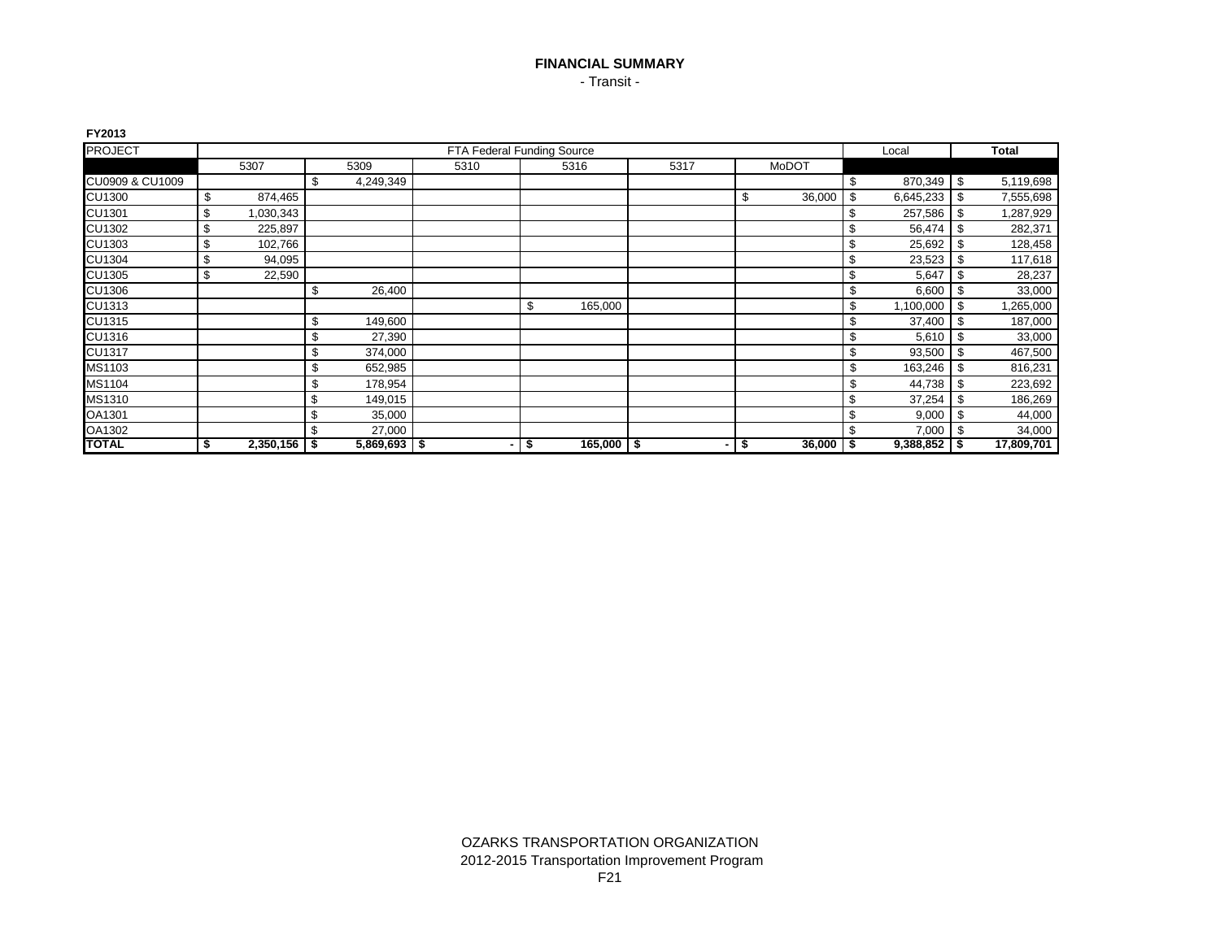# FINANCIAL SUMMARY

- Transit -

**FY2013**

| PROJECT | FTA Federal Funding Source | | | | | | Local | **Total** |
|---|---|---|---|---|---|---|---|---|
| | 5307 | 5309 | 5310 | 5316 | 5317 | MoDOT | | |
| CU0909 & CU1009 | | $ 4,249,349 | | | | | $ 870,349 | $ 5,119,698 |
| CU1300 | $ 874,465 | | | | | $ 36,000 | $ 6,645,233 | $ 7,555,698 |
| CU1301 | $ 1,030,343 | | | | | | $ 257,586 | $ 1,287,929 |
| CU1302 | $ 225,897 | | | | | | $ 56,474 | $ 282,371 |
| CU1303 | $ 102,766 | | | | | | $ 25,692 | $ 128,458 |
| CU1304 | $ 94,095 | | | | | | $ 23,523 | $ 117,618 |
| CU1305 | $ 22,590 | | | | | | $ 5,647 | $ 28,237 |
| CU1306 | | $ 26,400 | | | | | $ 6,600 | $ 33,000 |
| CU1313 | | | | $ 165,000 | | | $ 1,100,000 | $ 1,265,000 |
| CU1315 | | $ 149,600 | | | | | $ 37,400 | $ 187,000 |
| CU1316 | | $ 27,390 | | | | | $ 5,610 | $ 33,000 |
| CU1317 | | $ 374,000 | | | | | $ 93,500 | $ 467,500 |
| MS1103 | | $ 652,985 | | | | | $ 163,246 | $ 816,231 |
| MS1104 | | $ 178,954 | | | | | $ 44,738 | $ 223,692 |
| MS1310 | | $ 149,015 | | | | | $ 37,254 | $ 186,269 |
| OA1301 | | $ 35,000 | | | | | $ 9,000 | $ 44,000 |
| OA1302 | | $ 27,000 | | | | | $ 7,000 | $ 34,000 |
| **TOTAL** | **$ 2,350,156** | **$ 5,869,693** | **$ -** | **$ 165,000** | **$ -** | **$ 36,000** | **$ 9,388,852** | **$ 17,809,701** |

OZARKS TRANSPORTATION ORGANIZATION
2012-2015 Transportation Improvement Program
F21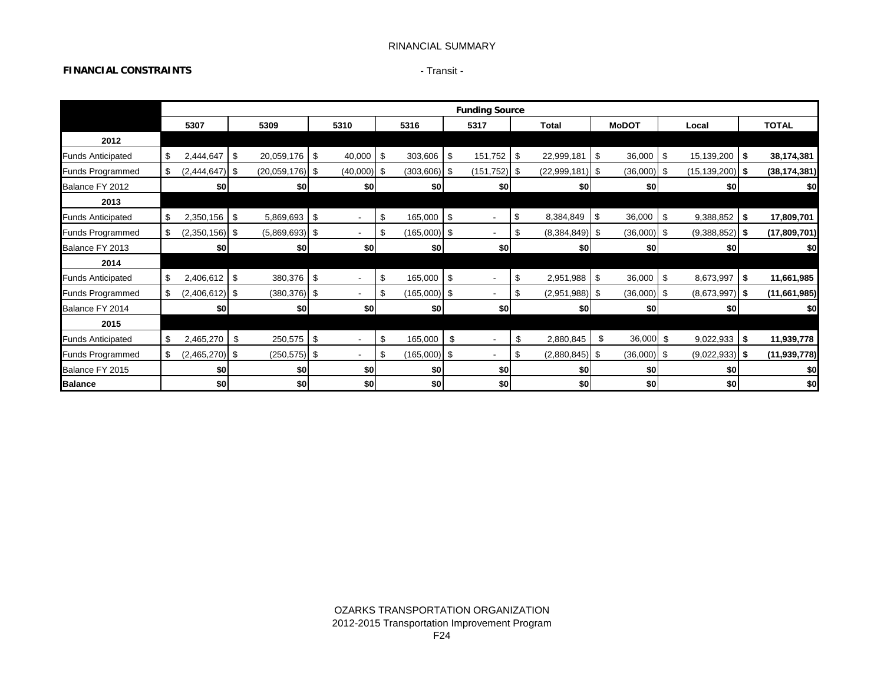RINANCIAL SUMMARY

**FINANCIAL CONSTRAINTS**

- Transit -

| | Funding Source | | | | | | | | |
|---|---|---|---|---|---|---|---|---|---|
| | 5307 | 5309 | 5310 | 5316 | 5317 | Total | MoDOT | Local | TOTAL |
| **2012** | | | | | | | | | |
| Funds Anticipated | $ 2,444,647 | $ 20,059,176 | $ 40,000 | $ 303,606 | $ 151,752 | $ 22,999,181 | $ 36,000 | $ 15,139,200 | **$ 38,174,381** |
| Funds Programmed | $ (2,444,647) | $ (20,059,176) | $ (40,000) | $ (303,606) | $ (151,752) | $ (22,999,181) | $ (36,000) | $ (15,139,200) | **$ (38,174,381)** |
| Balance FY 2012 | **$0** | **$0** | **$0** | **$0** | **$0** | **$0** | **$0** | **$0** | **$0** |
| **2013** | | | | | | | | | |
| Funds Anticipated | $ 2,350,156 | $ 5,869,693 | $ - | $ 165,000 | $ - | $ 8,384,849 | $ 36,000 | $ 9,388,852 | **$ 17,809,701** |
| Funds Programmed | $ (2,350,156) | $ (5,869,693) | $ - | $ (165,000) | $ - | $ (8,384,849) | $ (36,000) | $ (9,388,852) | **$ (17,809,701)** |
| Balance FY 2013 | **$0** | **$0** | **$0** | **$0** | **$0** | **$0** | **$0** | **$0** | **$0** |
| **2014** | | | | | | | | | |
| Funds Anticipated | $ 2,406,612 | $ 380,376 | $ - | $ 165,000 | $ - | $ 2,951,988 | $ 36,000 | $ 8,673,997 | **$ 11,661,985** |
| Funds Programmed | $ (2,406,612) | $ (380,376) | $ - | $ (165,000) | $ - | $ (2,951,988) | $ (36,000) | $ (8,673,997) | **$ (11,661,985)** |
| Balance FY 2014 | **$0** | **$0** | **$0** | **$0** | **$0** | **$0** | **$0** | **$0** | **$0** |
| **2015** | | | | | | | | | |
| Funds Anticipated | $ 2,465,270 | $ 250,575 | $ - | $ 165,000 | $ - | $ 2,880,845 | $ 36,000 | $ 9,022,933 | **$ 11,939,778** |
| Funds Programmed | $ (2,465,270) | $ (250,575) | $ - | $ (165,000) | $ - | $ (2,880,845) | $ (36,000) | $ (9,022,933) | **$ (11,939,778)** |
| Balance FY 2015 | **$0** | **$0** | **$0** | **$0** | **$0** | **$0** | **$0** | **$0** | **$0** |
| **Balance** | **$0** | **$0** | **$0** | **$0** | **$0** | **$0** | **$0** | **$0** | **$0** |

OZARKS TRANSPORTATION ORGANIZATION
2012-2015 Transportation Improvement Program
F24